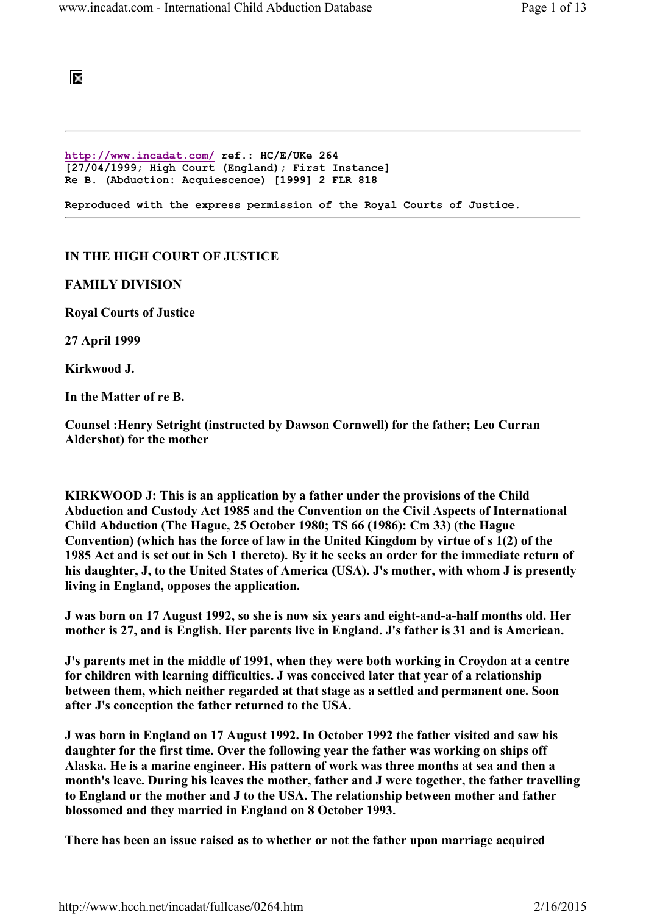http://www.incadat.com/ ref.: HC/E/UKe 264
[27/04/1999; High Court (England); First Instance]
Re B. (Abduction: Acquiescence) [1999] 2 FLR 818

Reproduced with the express permission of the Royal Courts of Justice.

---

**IN THE HIGH COURT OF JUSTICE**

**FAMILY DIVISION**

**Royal Courts of Justice**

**27 April 1999**

**Kirkwood J.**

**In the Matter of re B.**

**Counsel :Henry Setright (instructed by Dawson Cornwell) for the father; Leo Curran Aldershot) for the mother**

**KIRKWOOD J: This is an application by a father under the provisions of the Child Abduction and Custody Act 1985 and the Convention on the Civil Aspects of International Child Abduction (The Hague, 25 October 1980; TS 66 (1986): Cm 33) (the Hague Convention) (which has the force of law in the United Kingdom by virtue of s 1(2) of the 1985 Act and is set out in Sch 1 thereto). By it he seeks an order for the immediate return of his daughter, J, to the United States of America (USA). J's mother, with whom J is presently living in England, opposes the application.**

**J was born on 17 August 1992, so she is now six years and eight-and-a-half months old. Her mother is 27, and is English. Her parents live in England. J's father is 31 and is American.**

**J's parents met in the middle of 1991, when they were both working in Croydon at a centre for children with learning difficulties. J was conceived later that year of a relationship between them, which neither regarded at that stage as a settled and permanent one. Soon after J's conception the father returned to the USA.**

**J was born in England on 17 August 1992. In October 1992 the father visited and saw his daughter for the first time. Over the following year the father was working on ships off Alaska. He is a marine engineer. His pattern of work was three months at sea and then a month's leave. During his leaves the mother, father and J were together, the father travelling to England or the mother and J to the USA. The relationship between mother and father blossomed and they married in England on 8 October 1993.**

**There has been an issue raised as to whether or not the father upon marriage acquired**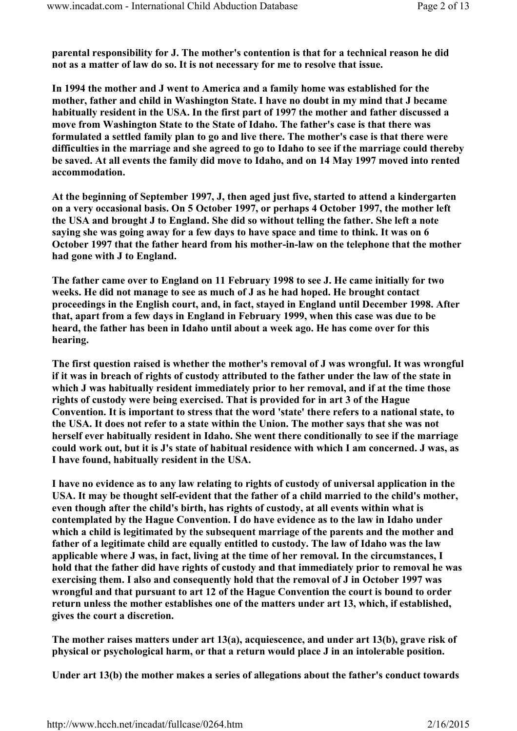**parental responsibility for J. The mother's contention is that for a technical reason he did not as a matter of law do so. It is not necessary for me to resolve that issue.**

**In 1994 the mother and J went to America and a family home was established for the mother, father and child in Washington State. I have no doubt in my mind that J became habitually resident in the USA. In the first part of 1997 the mother and father discussed a move from Washington State to the State of Idaho. The father's case is that there was formulated a settled family plan to go and live there. The mother's case is that there were difficulties in the marriage and she agreed to go to Idaho to see if the marriage could thereby be saved. At all events the family did move to Idaho, and on 14 May 1997 moved into rented accommodation.**

**At the beginning of September 1997, J, then aged just five, started to attend a kindergarten on a very occasional basis. On 5 October 1997, or perhaps 4 October 1997, the mother left the USA and brought J to England. She did so without telling the father. She left a note saying she was going away for a few days to have space and time to think. It was on 6 October 1997 that the father heard from his mother-in-law on the telephone that the mother had gone with J to England.**

**The father came over to England on 11 February 1998 to see J. He came initially for two weeks. He did not manage to see as much of J as he had hoped. He brought contact proceedings in the English court, and, in fact, stayed in England until December 1998. After that, apart from a few days in England in February 1999, when this case was due to be heard, the father has been in Idaho until about a week ago. He has come over for this hearing.**

**The first question raised is whether the mother's removal of J was wrongful. It was wrongful if it was in breach of rights of custody attributed to the father under the law of the state in which J was habitually resident immediately prior to her removal, and if at the time those rights of custody were being exercised. That is provided for in art 3 of the Hague Convention. It is important to stress that the word 'state' there refers to a national state, to the USA. It does not refer to a state within the Union. The mother says that she was not herself ever habitually resident in Idaho. She went there conditionally to see if the marriage could work out, but it is J's state of habitual residence with which I am concerned. J was, as I have found, habitually resident in the USA.**

**I have no evidence as to any law relating to rights of custody of universal application in the USA. It may be thought self-evident that the father of a child married to the child's mother, even though after the child's birth, has rights of custody, at all events within what is contemplated by the Hague Convention. I do have evidence as to the law in Idaho under which a child is legitimated by the subsequent marriage of the parents and the mother and father of a legitimate child are equally entitled to custody. The law of Idaho was the law applicable where J was, in fact, living at the time of her removal. In the circumstances, I hold that the father did have rights of custody and that immediately prior to removal he was exercising them. I also and consequently hold that the removal of J in October 1997 was wrongful and that pursuant to art 12 of the Hague Convention the court is bound to order return unless the mother establishes one of the matters under art 13, which, if established, gives the court a discretion.**

**The mother raises matters under art 13(a), acquiescence, and under art 13(b), grave risk of physical or psychological harm, or that a return would place J in an intolerable position.**

**Under art 13(b) the mother makes a series of allegations about the father's conduct towards**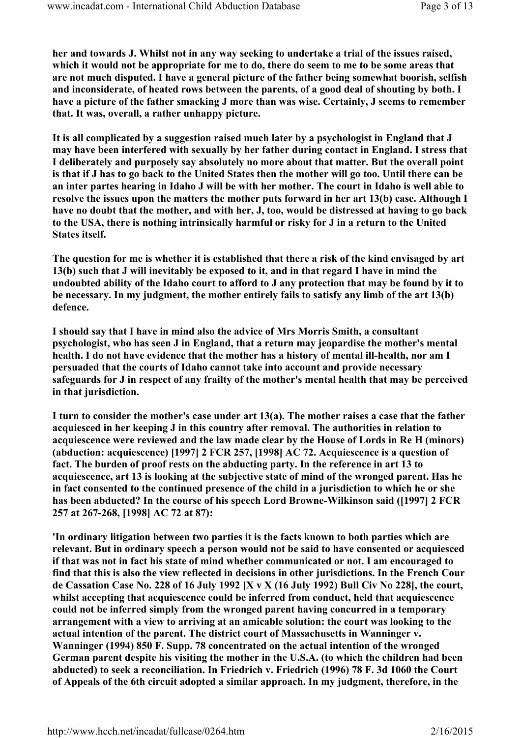**her and towards J. Whilst not in any way seeking to undertake a trial of the issues raised, which it would not be appropriate for me to do, there do seem to me to be some areas that are not much disputed. I have a general picture of the father being somewhat boorish, selfish and inconsiderate, of heated rows between the parents, of a good deal of shouting by both. I have a picture of the father smacking J more than was wise. Certainly, J seems to remember that. It was, overall, a rather unhappy picture.**

**It is all complicated by a suggestion raised much later by a psychologist in England that J may have been interfered with sexually by her father during contact in England. I stress that I deliberately and purposely say absolutely no more about that matter. But the overall point is that if J has to go back to the United States then the mother will go too. Until there can be an inter partes hearing in Idaho J will be with her mother. The court in Idaho is well able to resolve the issues upon the matters the mother puts forward in her art 13(b) case. Although I have no doubt that the mother, and with her, J, too, would be distressed at having to go back to the USA, there is nothing intrinsically harmful or risky for J in a return to the United States itself.**

**The question for me is whether it is established that there a risk of the kind envisaged by art 13(b) such that J will inevitably be exposed to it, and in that regard I have in mind the undoubted ability of the Idaho court to afford to J any protection that may be found by it to be necessary. In my judgment, the mother entirely fails to satisfy any limb of the art 13(b) defence.**

**I should say that I have in mind also the advice of Mrs Morris Smith, a consultant psychologist, who has seen J in England, that a return may jeopardise the mother's mental health. I do not have evidence that the mother has a history of mental ill-health, nor am I persuaded that the courts of Idaho cannot take into account and provide necessary safeguards for J in respect of any frailty of the mother's mental health that may be perceived in that jurisdiction.**

**I turn to consider the mother's case under art 13(a). The mother raises a case that the father acquiesced in her keeping J in this country after removal. The authorities in relation to acquiescence were reviewed and the law made clear by the House of Lords in Re H (minors) (abduction: acquiescence) [1997] 2 FCR 257, [1998] AC 72. Acquiescence is a question of fact. The burden of proof rests on the abducting party. In the reference in art 13 to acquiescence, art 13 is looking at the subjective state of mind of the wronged parent. Has he in fact consented to the continued presence of the child in a jurisdiction to which he or she has been abducted? In the course of his speech Lord Browne-Wilkinson said ([1997] 2 FCR 257 at 267-268, [1998] AC 72 at 87):**

**'In ordinary litigation between two parties it is the facts known to both parties which are relevant. But in ordinary speech a person would not be said to have consented or acquiesced if that was not in fact his state of mind whether communicated or not. I am encouraged to find that this is also the view reflected in decisions in other jurisdictions. In the French Cour de Cassation Case No. 228 of 16 July 1992 [X v X (16 July 1992) Bull Civ No 228], the court, whilst accepting that acquiescence could be inferred from conduct, held that acquiescence could not be inferred simply from the wronged parent having concurred in a temporary arrangement with a view to arriving at an amicable solution: the court was looking to the actual intention of the parent. The district court of Massachusetts in Wanninger v. Wanninger (1994) 850 F. Supp. 78 concentrated on the actual intention of the wronged German parent despite his visiting the mother in the U.S.A. (to which the children had been abducted) to seek a reconciliation. In Friedrich v. Friedrich (1996) 78 F. 3d 1060 the Court of Appeals of the 6th circuit adopted a similar approach. In my judgment, therefore, in the**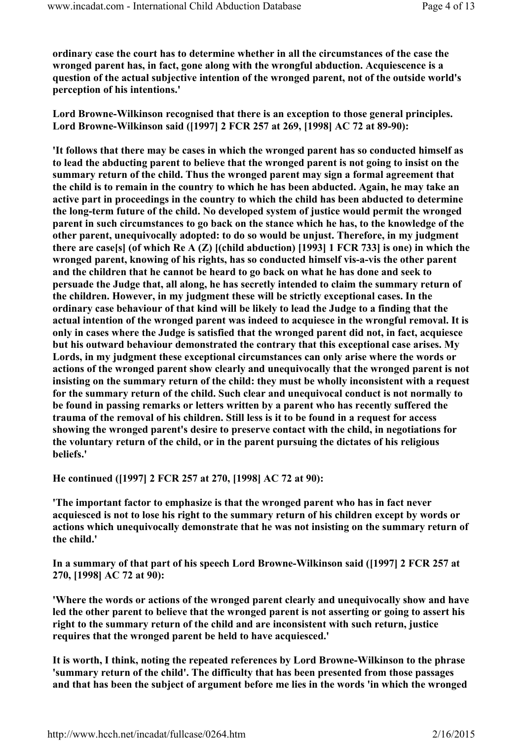**ordinary case the court has to determine whether in all the circumstances of the case the wronged parent has, in fact, gone along with the wrongful abduction. Acquiescence is a question of the actual subjective intention of the wronged parent, not of the outside world's perception of his intentions.'**

**Lord Browne-Wilkinson recognised that there is an exception to those general principles. Lord Browne-Wilkinson said ([1997] 2 FCR 257 at 269, [1998] AC 72 at 89-90):**

**'It follows that there may be cases in which the wronged parent has so conducted himself as to lead the abducting parent to believe that the wronged parent is not going to insist on the summary return of the child. Thus the wronged parent may sign a formal agreement that the child is to remain in the country to which he has been abducted. Again, he may take an active part in proceedings in the country to which the child has been abducted to determine the long-term future of the child. No developed system of justice would permit the wronged parent in such circumstances to go back on the stance which he has, to the knowledge of the other parent, unequivocally adopted: to do so would be unjust. Therefore, in my judgment there are case[s] (of which Re A (Z) [(child abduction) [1993] 1 FCR 733] is one) in which the wronged parent, knowing of his rights, has so conducted himself vis-a-vis the other parent and the children that he cannot be heard to go back on what he has done and seek to persuade the Judge that, all along, he has secretly intended to claim the summary return of the children. However, in my judgment these will be strictly exceptional cases. In the ordinary case behaviour of that kind will be likely to lead the Judge to a finding that the actual intention of the wronged parent was indeed to acquiesce in the wrongful removal. It is only in cases where the Judge is satisfied that the wronged parent did not, in fact, acquiesce but his outward behaviour demonstrated the contrary that this exceptional case arises. My Lords, in my judgment these exceptional circumstances can only arise where the words or actions of the wronged parent show clearly and unequivocally that the wronged parent is not insisting on the summary return of the child: they must be wholly inconsistent with a request for the summary return of the child. Such clear and unequivocal conduct is not normally to be found in passing remarks or letters written by a parent who has recently suffered the trauma of the removal of his children. Still less is it to be found in a request for access showing the wronged parent's desire to preserve contact with the child, in negotiations for the voluntary return of the child, or in the parent pursuing the dictates of his religious beliefs.'**

**He continued ([1997] 2 FCR 257 at 270, [1998] AC 72 at 90):**

**'The important factor to emphasize is that the wronged parent who has in fact never acquiesced is not to lose his right to the summary return of his children except by words or actions which unequivocally demonstrate that he was not insisting on the summary return of the child.'**

**In a summary of that part of his speech Lord Browne-Wilkinson said ([1997] 2 FCR 257 at 270, [1998] AC 72 at 90):**

**'Where the words or actions of the wronged parent clearly and unequivocally show and have led the other parent to believe that the wronged parent is not asserting or going to assert his right to the summary return of the child and are inconsistent with such return, justice requires that the wronged parent be held to have acquiesced.'**

**It is worth, I think, noting the repeated references by Lord Browne-Wilkinson to the phrase 'summary return of the child'. The difficulty that has been presented from those passages and that has been the subject of argument before me lies in the words 'in which the wronged**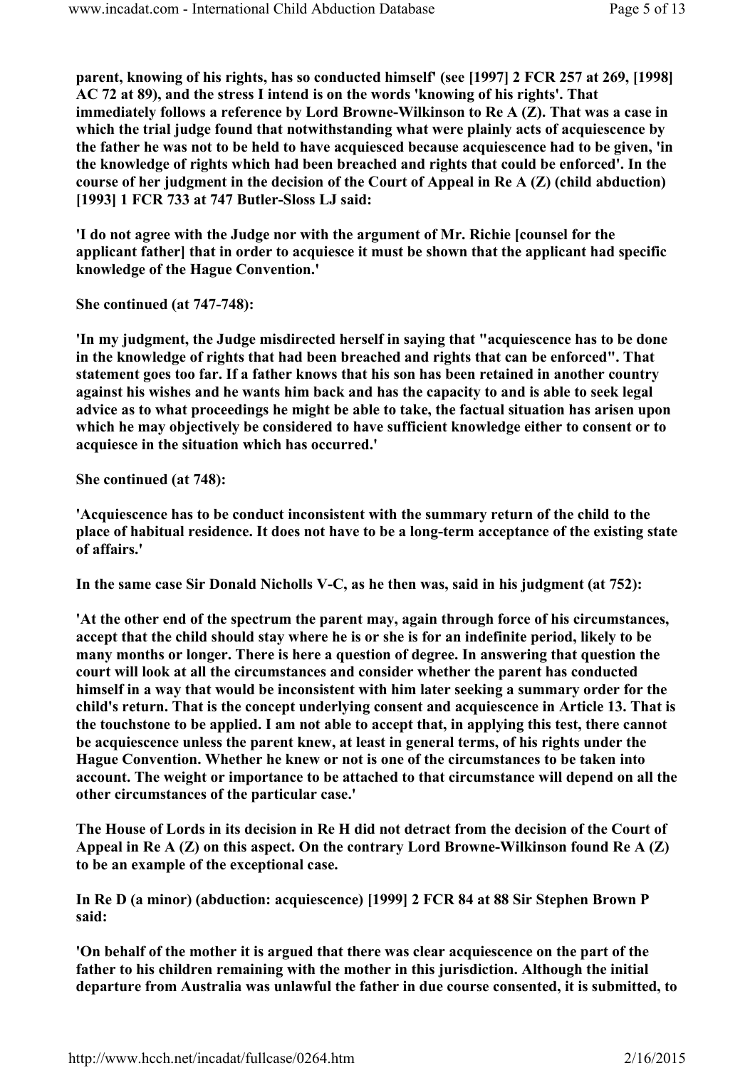**parent, knowing of his rights, has so conducted himself' (see [1997] 2 FCR 257 at 269, [1998] AC 72 at 89), and the stress I intend is on the words 'knowing of his rights'. That immediately follows a reference by Lord Browne-Wilkinson to Re A (Z). That was a case in which the trial judge found that notwithstanding what were plainly acts of acquiescence by the father he was not to be held to have acquiesced because acquiescence had to be given, 'in the knowledge of rights which had been breached and rights that could be enforced'. In the course of her judgment in the decision of the Court of Appeal in Re A (Z) (child abduction) [1993] 1 FCR 733 at 747 Butler-Sloss LJ said:**

**'I do not agree with the Judge nor with the argument of Mr. Richie [counsel for the applicant father] that in order to acquiesce it must be shown that the applicant had specific knowledge of the Hague Convention.'**

**She continued (at 747-748):**

**'In my judgment, the Judge misdirected herself in saying that "acquiescence has to be done in the knowledge of rights that had been breached and rights that can be enforced". That statement goes too far. If a father knows that his son has been retained in another country against his wishes and he wants him back and has the capacity to and is able to seek legal advice as to what proceedings he might be able to take, the factual situation has arisen upon which he may objectively be considered to have sufficient knowledge either to consent or to acquiesce in the situation which has occurred.'**

**She continued (at 748):**

**'Acquiescence has to be conduct inconsistent with the summary return of the child to the place of habitual residence. It does not have to be a long-term acceptance of the existing state of affairs.'**

**In the same case Sir Donald Nicholls V-C, as he then was, said in his judgment (at 752):**

**'At the other end of the spectrum the parent may, again through force of his circumstances, accept that the child should stay where he is or she is for an indefinite period, likely to be many months or longer. There is here a question of degree. In answering that question the court will look at all the circumstances and consider whether the parent has conducted himself in a way that would be inconsistent with him later seeking a summary order for the child's return. That is the concept underlying consent and acquiescence in Article 13. That is the touchstone to be applied. I am not able to accept that, in applying this test, there cannot be acquiescence unless the parent knew, at least in general terms, of his rights under the Hague Convention. Whether he knew or not is one of the circumstances to be taken into account. The weight or importance to be attached to that circumstance will depend on all the other circumstances of the particular case.'**

**The House of Lords in its decision in Re H did not detract from the decision of the Court of Appeal in Re A (Z) on this aspect. On the contrary Lord Browne-Wilkinson found Re A (Z) to be an example of the exceptional case.**

**In Re D (a minor) (abduction: acquiescence) [1999] 2 FCR 84 at 88 Sir Stephen Brown P said:**

**'On behalf of the mother it is argued that there was clear acquiescence on the part of the father to his children remaining with the mother in this jurisdiction. Although the initial departure from Australia was unlawful the father in due course consented, it is submitted, to**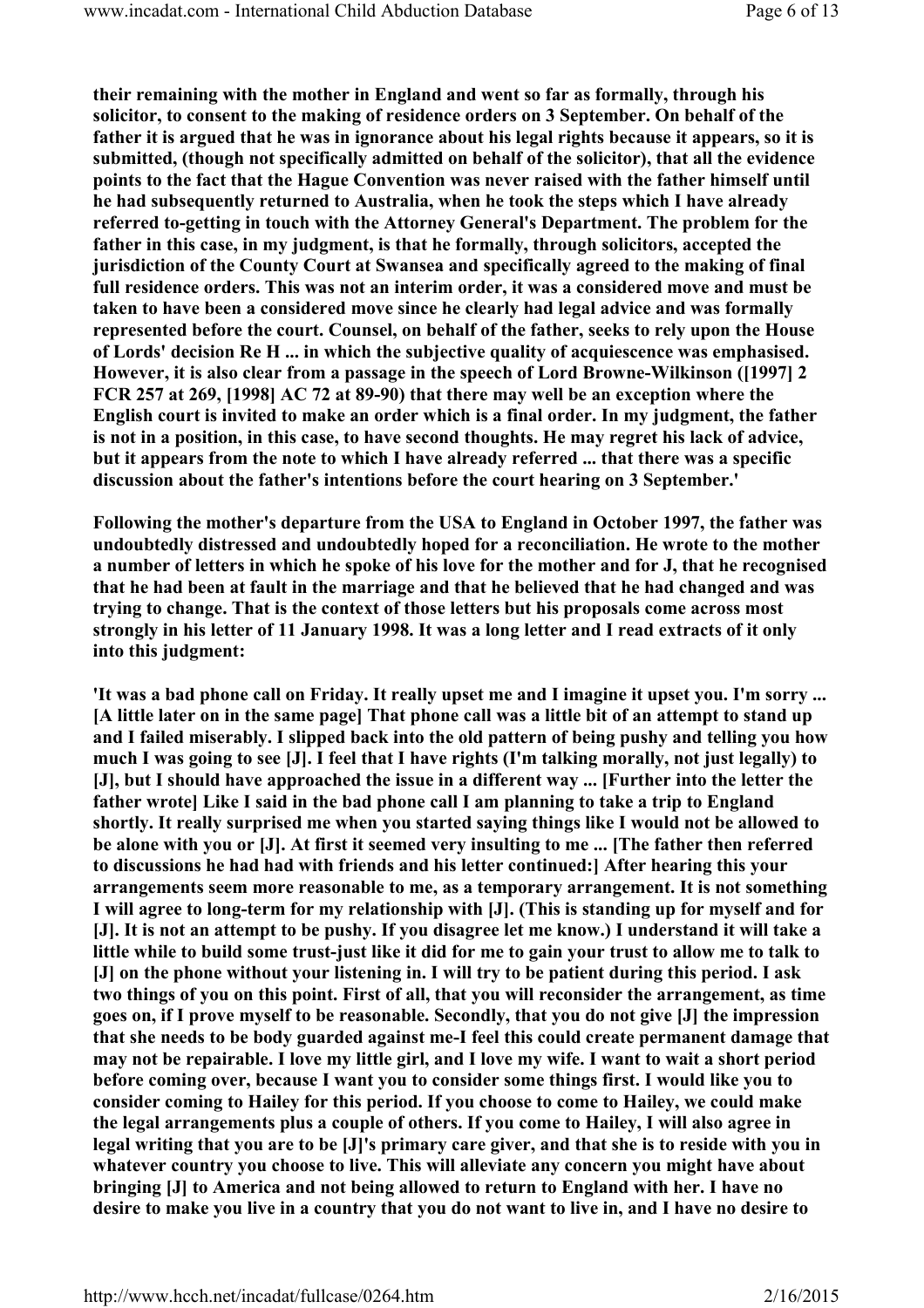**their remaining with the mother in England and went so far as formally, through his solicitor, to consent to the making of residence orders on 3 September. On behalf of the father it is argued that he was in ignorance about his legal rights because it appears, so it is submitted, (though not specifically admitted on behalf of the solicitor), that all the evidence points to the fact that the Hague Convention was never raised with the father himself until he had subsequently returned to Australia, when he took the steps which I have already referred to-getting in touch with the Attorney General's Department. The problem for the father in this case, in my judgment, is that he formally, through solicitors, accepted the jurisdiction of the County Court at Swansea and specifically agreed to the making of final full residence orders. This was not an interim order, it was a considered move and must be taken to have been a considered move since he clearly had legal advice and was formally represented before the court. Counsel, on behalf of the father, seeks to rely upon the House of Lords' decision Re H ... in which the subjective quality of acquiescence was emphasised. However, it is also clear from a passage in the speech of Lord Browne-Wilkinson ([1997] 2 FCR 257 at 269, [1998] AC 72 at 89-90) that there may well be an exception where the English court is invited to make an order which is a final order. In my judgment, the father is not in a position, in this case, to have second thoughts. He may regret his lack of advice, but it appears from the note to which I have already referred ... that there was a specific discussion about the father's intentions before the court hearing on 3 September.'**

**Following the mother's departure from the USA to England in October 1997, the father was undoubtedly distressed and undoubtedly hoped for a reconciliation. He wrote to the mother a number of letters in which he spoke of his love for the mother and for J, that he recognised that he had been at fault in the marriage and that he believed that he had changed and was trying to change. That is the context of those letters but his proposals come across most strongly in his letter of 11 January 1998. It was a long letter and I read extracts of it only into this judgment:**

**'It was a bad phone call on Friday. It really upset me and I imagine it upset you. I'm sorry ... [A little later on in the same page] That phone call was a little bit of an attempt to stand up and I failed miserably. I slipped back into the old pattern of being pushy and telling you how much I was going to see [J]. I feel that I have rights (I'm talking morally, not just legally) to [J], but I should have approached the issue in a different way ... [Further into the letter the father wrote] Like I said in the bad phone call I am planning to take a trip to England shortly. It really surprised me when you started saying things like I would not be allowed to be alone with you or [J]. At first it seemed very insulting to me ... [The father then referred to discussions he had had with friends and his letter continued:] After hearing this your arrangements seem more reasonable to me, as a temporary arrangement. It is not something I will agree to long-term for my relationship with [J]. (This is standing up for myself and for [J]. It is not an attempt to be pushy. If you disagree let me know.) I understand it will take a little while to build some trust-just like it did for me to gain your trust to allow me to talk to [J] on the phone without your listening in. I will try to be patient during this period. I ask two things of you on this point. First of all, that you will reconsider the arrangement, as time goes on, if I prove myself to be reasonable. Secondly, that you do not give [J] the impression that she needs to be body guarded against me-I feel this could create permanent damage that may not be repairable. I love my little girl, and I love my wife. I want to wait a short period before coming over, because I want you to consider some things first. I would like you to consider coming to Hailey for this period. If you choose to come to Hailey, we could make the legal arrangements plus a couple of others. If you come to Hailey, I will also agree in legal writing that you are to be [J]'s primary care giver, and that she is to reside with you in whatever country you choose to live. This will alleviate any concern you might have about bringing [J] to America and not being allowed to return to England with her. I have no desire to make you live in a country that you do not want to live in, and I have no desire to**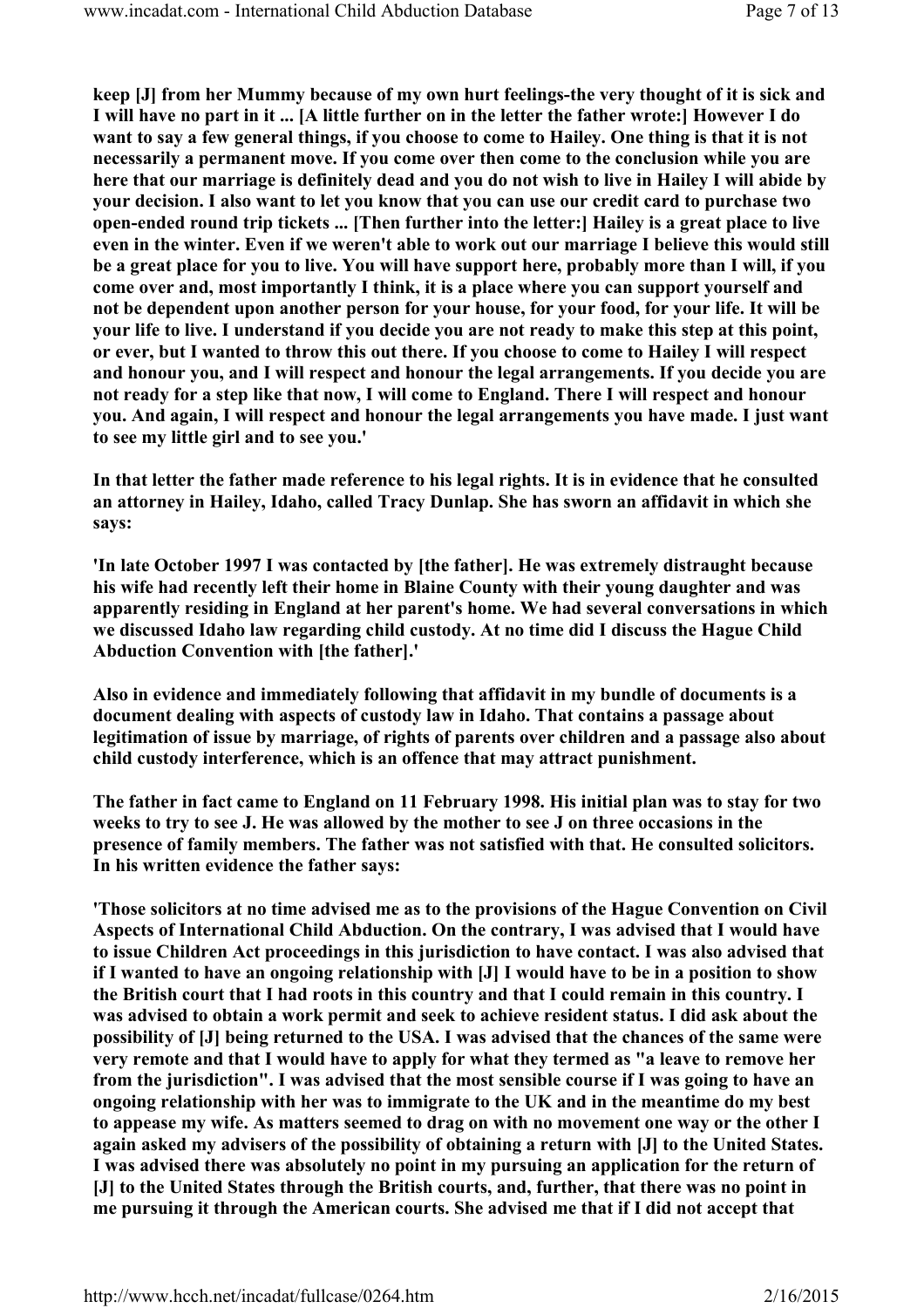**keep [J] from her Mummy because of my own hurt feelings-the very thought of it is sick and I will have no part in it ... [A little further on in the letter the father wrote:] However I do want to say a few general things, if you choose to come to Hailey. One thing is that it is not necessarily a permanent move. If you come over then come to the conclusion while you are here that our marriage is definitely dead and you do not wish to live in Hailey I will abide by your decision. I also want to let you know that you can use our credit card to purchase two open-ended round trip tickets ... [Then further into the letter:] Hailey is a great place to live even in the winter. Even if we weren't able to work out our marriage I believe this would still be a great place for you to live. You will have support here, probably more than I will, if you come over and, most importantly I think, it is a place where you can support yourself and not be dependent upon another person for your house, for your food, for your life. It will be your life to live. I understand if you decide you are not ready to make this step at this point, or ever, but I wanted to throw this out there. If you choose to come to Hailey I will respect and honour you, and I will respect and honour the legal arrangements. If you decide you are not ready for a step like that now, I will come to England. There I will respect and honour you. And again, I will respect and honour the legal arrangements you have made. I just want to see my little girl and to see you.'**

**In that letter the father made reference to his legal rights. It is in evidence that he consulted an attorney in Hailey, Idaho, called Tracy Dunlap. She has sworn an affidavit in which she says:**

**'In late October 1997 I was contacted by [the father]. He was extremely distraught because his wife had recently left their home in Blaine County with their young daughter and was apparently residing in England at her parent's home. We had several conversations in which we discussed Idaho law regarding child custody. At no time did I discuss the Hague Child Abduction Convention with [the father].'**

**Also in evidence and immediately following that affidavit in my bundle of documents is a document dealing with aspects of custody law in Idaho. That contains a passage about legitimation of issue by marriage, of rights of parents over children and a passage also about child custody interference, which is an offence that may attract punishment.**

**The father in fact came to England on 11 February 1998. His initial plan was to stay for two weeks to try to see J. He was allowed by the mother to see J on three occasions in the presence of family members. The father was not satisfied with that. He consulted solicitors. In his written evidence the father says:**

**'Those solicitors at no time advised me as to the provisions of the Hague Convention on Civil Aspects of International Child Abduction. On the contrary, I was advised that I would have to issue Children Act proceedings in this jurisdiction to have contact. I was also advised that if I wanted to have an ongoing relationship with [J] I would have to be in a position to show the British court that I had roots in this country and that I could remain in this country. I was advised to obtain a work permit and seek to achieve resident status. I did ask about the possibility of [J] being returned to the USA. I was advised that the chances of the same were very remote and that I would have to apply for what they termed as "a leave to remove her from the jurisdiction". I was advised that the most sensible course if I was going to have an ongoing relationship with her was to immigrate to the UK and in the meantime do my best to appease my wife. As matters seemed to drag on with no movement one way or the other I again asked my advisers of the possibility of obtaining a return with [J] to the United States. I was advised there was absolutely no point in my pursuing an application for the return of [J] to the United States through the British courts, and, further, that there was no point in me pursuing it through the American courts. She advised me that if I did not accept that**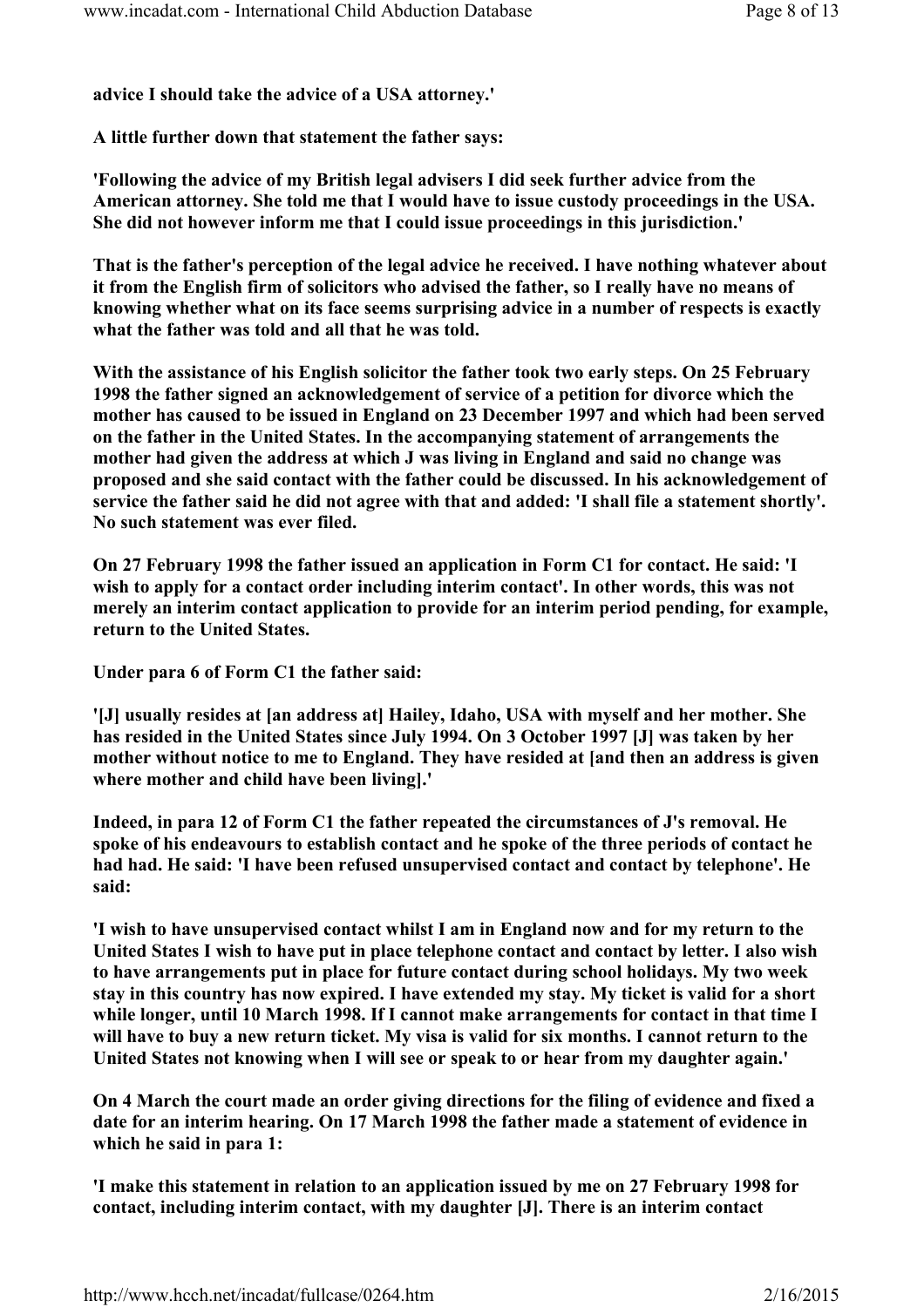**advice I should take the advice of a USA attorney.'**

**A little further down that statement the father says:**

**'Following the advice of my British legal advisers I did seek further advice from the American attorney. She told me that I would have to issue custody proceedings in the USA. She did not however inform me that I could issue proceedings in this jurisdiction.'**

**That is the father's perception of the legal advice he received. I have nothing whatever about it from the English firm of solicitors who advised the father, so I really have no means of knowing whether what on its face seems surprising advice in a number of respects is exactly what the father was told and all that he was told.**

**With the assistance of his English solicitor the father took two early steps. On 25 February 1998 the father signed an acknowledgement of service of a petition for divorce which the mother has caused to be issued in England on 23 December 1997 and which had been served on the father in the United States. In the accompanying statement of arrangements the mother had given the address at which J was living in England and said no change was proposed and she said contact with the father could be discussed. In his acknowledgement of service the father said he did not agree with that and added: 'I shall file a statement shortly'. No such statement was ever filed.**

**On 27 February 1998 the father issued an application in Form C1 for contact. He said: 'I wish to apply for a contact order including interim contact'. In other words, this was not merely an interim contact application to provide for an interim period pending, for example, return to the United States.**

**Under para 6 of Form C1 the father said:**

**'[J] usually resides at [an address at] Hailey, Idaho, USA with myself and her mother. She has resided in the United States since July 1994. On 3 October 1997 [J] was taken by her mother without notice to me to England. They have resided at [and then an address is given where mother and child have been living].'**

**Indeed, in para 12 of Form C1 the father repeated the circumstances of J's removal. He spoke of his endeavours to establish contact and he spoke of the three periods of contact he had had. He said: 'I have been refused unsupervised contact and contact by telephone'. He said:**

**'I wish to have unsupervised contact whilst I am in England now and for my return to the United States I wish to have put in place telephone contact and contact by letter. I also wish to have arrangements put in place for future contact during school holidays. My two week stay in this country has now expired. I have extended my stay. My ticket is valid for a short while longer, until 10 March 1998. If I cannot make arrangements for contact in that time I will have to buy a new return ticket. My visa is valid for six months. I cannot return to the United States not knowing when I will see or speak to or hear from my daughter again.'**

**On 4 March the court made an order giving directions for the filing of evidence and fixed a date for an interim hearing. On 17 March 1998 the father made a statement of evidence in which he said in para 1:**

**'I make this statement in relation to an application issued by me on 27 February 1998 for contact, including interim contact, with my daughter [J]. There is an interim contact**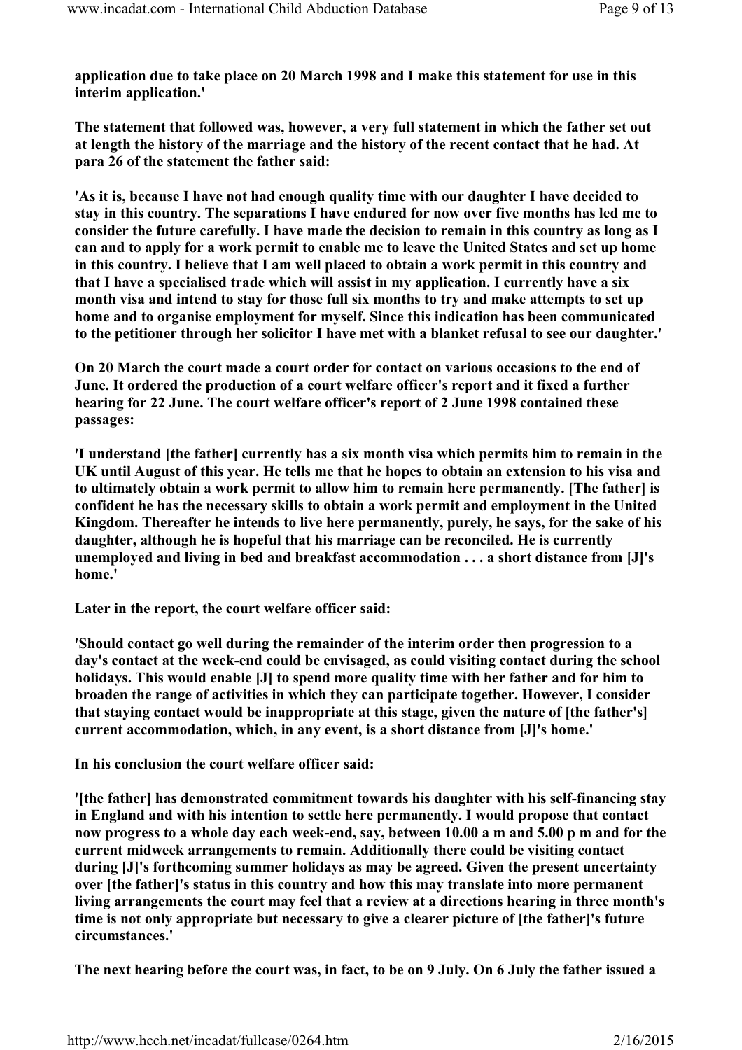**application due to take place on 20 March 1998 and I make this statement for use in this interim application.'**

**The statement that followed was, however, a very full statement in which the father set out at length the history of the marriage and the history of the recent contact that he had. At para 26 of the statement the father said:**

**'As it is, because I have not had enough quality time with our daughter I have decided to stay in this country. The separations I have endured for now over five months has led me to consider the future carefully. I have made the decision to remain in this country as long as I can and to apply for a work permit to enable me to leave the United States and set up home in this country. I believe that I am well placed to obtain a work permit in this country and that I have a specialised trade which will assist in my application. I currently have a six month visa and intend to stay for those full six months to try and make attempts to set up home and to organise employment for myself. Since this indication has been communicated to the petitioner through her solicitor I have met with a blanket refusal to see our daughter.'**

**On 20 March the court made a court order for contact on various occasions to the end of June. It ordered the production of a court welfare officer's report and it fixed a further hearing for 22 June. The court welfare officer's report of 2 June 1998 contained these passages:**

**'I understand [the father] currently has a six month visa which permits him to remain in the UK until August of this year. He tells me that he hopes to obtain an extension to his visa and to ultimately obtain a work permit to allow him to remain here permanently. [The father] is confident he has the necessary skills to obtain a work permit and employment in the United Kingdom. Thereafter he intends to live here permanently, purely, he says, for the sake of his daughter, although he is hopeful that his marriage can be reconciled. He is currently unemployed and living in bed and breakfast accommodation . . . a short distance from [J]'s home.'**

**Later in the report, the court welfare officer said:**

**'Should contact go well during the remainder of the interim order then progression to a day's contact at the week-end could be envisaged, as could visiting contact during the school holidays. This would enable [J] to spend more quality time with her father and for him to broaden the range of activities in which they can participate together. However, I consider that staying contact would be inappropriate at this stage, given the nature of [the father's] current accommodation, which, in any event, is a short distance from [J]'s home.'**

**In his conclusion the court welfare officer said:**

**'[the father] has demonstrated commitment towards his daughter with his self-financing stay in England and with his intention to settle here permanently. I would propose that contact now progress to a whole day each week-end, say, between 10.00 a m and 5.00 p m and for the current midweek arrangements to remain. Additionally there could be visiting contact during [J]'s forthcoming summer holidays as may be agreed. Given the present uncertainty over [the father]'s status in this country and how this may translate into more permanent living arrangements the court may feel that a review at a directions hearing in three month's time is not only appropriate but necessary to give a clearer picture of [the father]'s future circumstances.'**

**The next hearing before the court was, in fact, to be on 9 July. On 6 July the father issued a**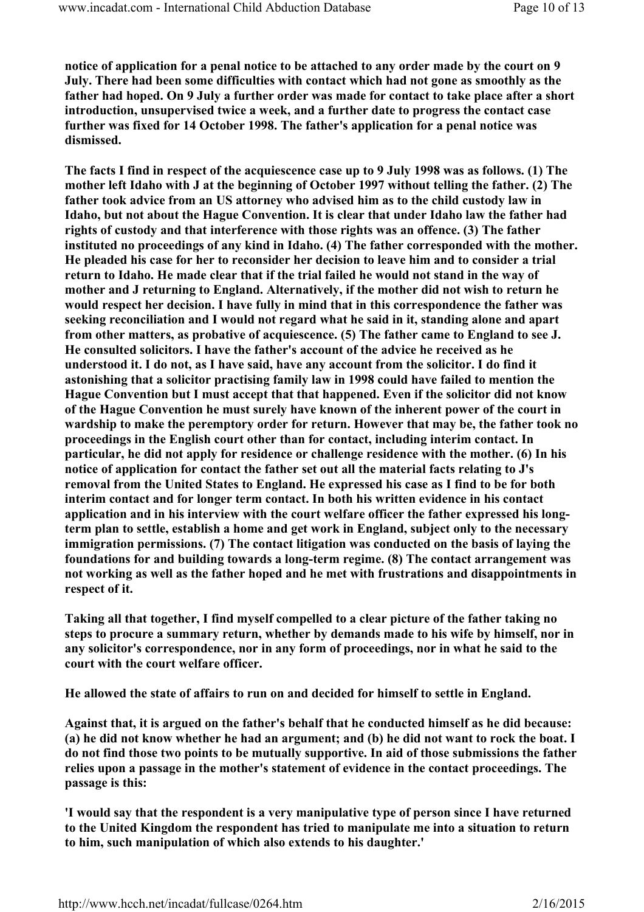**notice of application for a penal notice to be attached to any order made by the court on 9 July. There had been some difficulties with contact which had not gone as smoothly as the father had hoped. On 9 July a further order was made for contact to take place after a short introduction, unsupervised twice a week, and a further date to progress the contact case further was fixed for 14 October 1998. The father's application for a penal notice was dismissed.**

**The facts I find in respect of the acquiescence case up to 9 July 1998 was as follows. (1) The mother left Idaho with J at the beginning of October 1997 without telling the father. (2) The father took advice from an US attorney who advised him as to the child custody law in Idaho, but not about the Hague Convention. It is clear that under Idaho law the father had rights of custody and that interference with those rights was an offence. (3) The father instituted no proceedings of any kind in Idaho. (4) The father corresponded with the mother. He pleaded his case for her to reconsider her decision to leave him and to consider a trial return to Idaho. He made clear that if the trial failed he would not stand in the way of mother and J returning to England. Alternatively, if the mother did not wish to return he would respect her decision. I have fully in mind that in this correspondence the father was seeking reconciliation and I would not regard what he said in it, standing alone and apart from other matters, as probative of acquiescence. (5) The father came to England to see J. He consulted solicitors. I have the father's account of the advice he received as he understood it. I do not, as I have said, have any account from the solicitor. I do find it astonishing that a solicitor practising family law in 1998 could have failed to mention the Hague Convention but I must accept that that happened. Even if the solicitor did not know of the Hague Convention he must surely have known of the inherent power of the court in wardship to make the peremptory order for return. However that may be, the father took no proceedings in the English court other than for contact, including interim contact. In particular, he did not apply for residence or challenge residence with the mother. (6) In his notice of application for contact the father set out all the material facts relating to J's removal from the United States to England. He expressed his case as I find to be for both interim contact and for longer term contact. In both his written evidence in his contact application and in his interview with the court welfare officer the father expressed his long-term plan to settle, establish a home and get work in England, subject only to the necessary immigration permissions. (7) The contact litigation was conducted on the basis of laying the foundations for and building towards a long-term regime. (8) The contact arrangement was not working as well as the father hoped and he met with frustrations and disappointments in respect of it.**

**Taking all that together, I find myself compelled to a clear picture of the father taking no steps to procure a summary return, whether by demands made to his wife by himself, nor in any solicitor's correspondence, nor in any form of proceedings, nor in what he said to the court with the court welfare officer.**

**He allowed the state of affairs to run on and decided for himself to settle in England.**

**Against that, it is argued on the father's behalf that he conducted himself as he did because: (a) he did not know whether he had an argument; and (b) he did not want to rock the boat. I do not find those two points to be mutually supportive. In aid of those submissions the father relies upon a passage in the mother's statement of evidence in the contact proceedings. The passage is this:**

**'I would say that the respondent is a very manipulative type of person since I have returned to the United Kingdom the respondent has tried to manipulate me into a situation to return to him, such manipulation of which also extends to his daughter.'**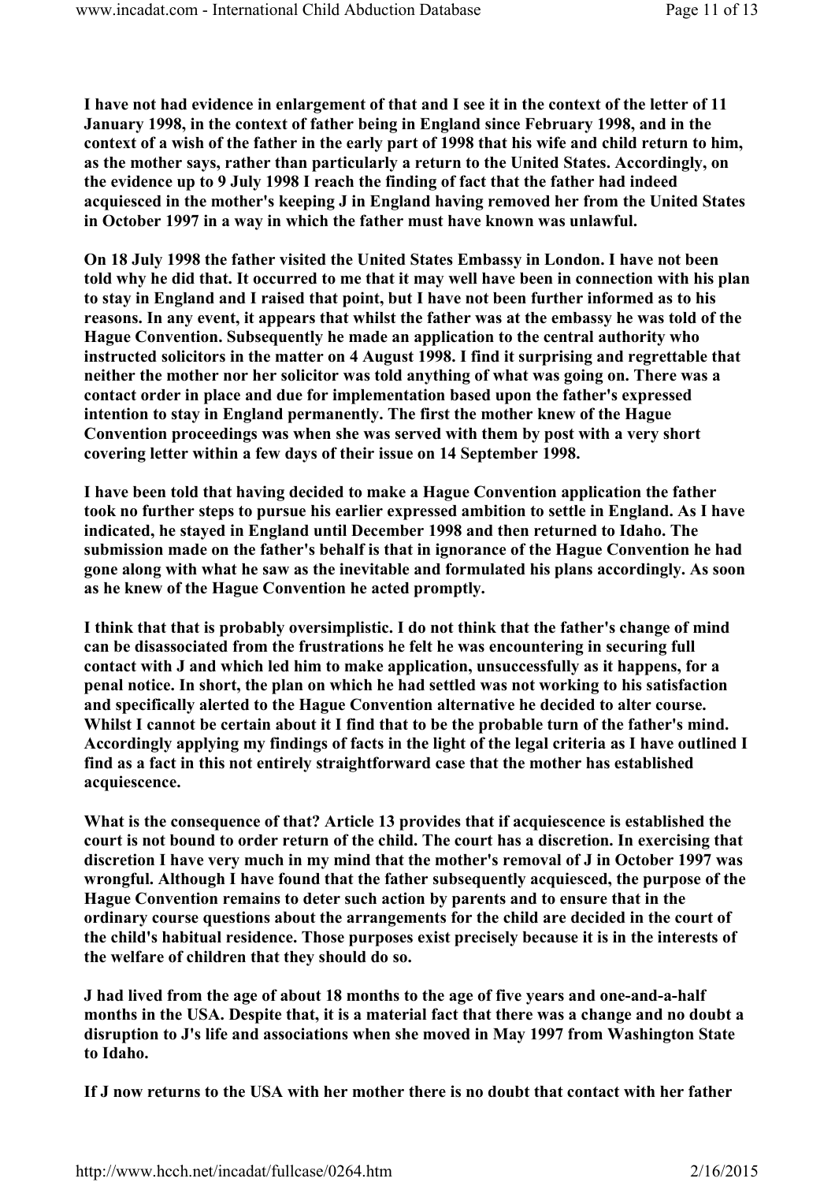**I have not had evidence in enlargement of that and I see it in the context of the letter of 11 January 1998, in the context of father being in England since February 1998, and in the context of a wish of the father in the early part of 1998 that his wife and child return to him, as the mother says, rather than particularly a return to the United States. Accordingly, on the evidence up to 9 July 1998 I reach the finding of fact that the father had indeed acquiesced in the mother's keeping J in England having removed her from the United States in October 1997 in a way in which the father must have known was unlawful.**

**On 18 July 1998 the father visited the United States Embassy in London. I have not been told why he did that. It occurred to me that it may well have been in connection with his plan to stay in England and I raised that point, but I have not been further informed as to his reasons. In any event, it appears that whilst the father was at the embassy he was told of the Hague Convention. Subsequently he made an application to the central authority who instructed solicitors in the matter on 4 August 1998. I find it surprising and regrettable that neither the mother nor her solicitor was told anything of what was going on. There was a contact order in place and due for implementation based upon the father's expressed intention to stay in England permanently. The first the mother knew of the Hague Convention proceedings was when she was served with them by post with a very short covering letter within a few days of their issue on 14 September 1998.**

**I have been told that having decided to make a Hague Convention application the father took no further steps to pursue his earlier expressed ambition to settle in England. As I have indicated, he stayed in England until December 1998 and then returned to Idaho. The submission made on the father's behalf is that in ignorance of the Hague Convention he had gone along with what he saw as the inevitable and formulated his plans accordingly. As soon as he knew of the Hague Convention he acted promptly.**

**I think that that is probably oversimplistic. I do not think that the father's change of mind can be disassociated from the frustrations he felt he was encountering in securing full contact with J and which led him to make application, unsuccessfully as it happens, for a penal notice. In short, the plan on which he had settled was not working to his satisfaction and specifically alerted to the Hague Convention alternative he decided to alter course. Whilst I cannot be certain about it I find that to be the probable turn of the father's mind. Accordingly applying my findings of facts in the light of the legal criteria as I have outlined I find as a fact in this not entirely straightforward case that the mother has established acquiescence.**

**What is the consequence of that? Article 13 provides that if acquiescence is established the court is not bound to order return of the child. The court has a discretion. In exercising that discretion I have very much in my mind that the mother's removal of J in October 1997 was wrongful. Although I have found that the father subsequently acquiesced, the purpose of the Hague Convention remains to deter such action by parents and to ensure that in the ordinary course questions about the arrangements for the child are decided in the court of the child's habitual residence. Those purposes exist precisely because it is in the interests of the welfare of children that they should do so.**

**J had lived from the age of about 18 months to the age of five years and one-and-a-half months in the USA. Despite that, it is a material fact that there was a change and no doubt a disruption to J's life and associations when she moved in May 1997 from Washington State to Idaho.**

**If J now returns to the USA with her mother there is no doubt that contact with her father**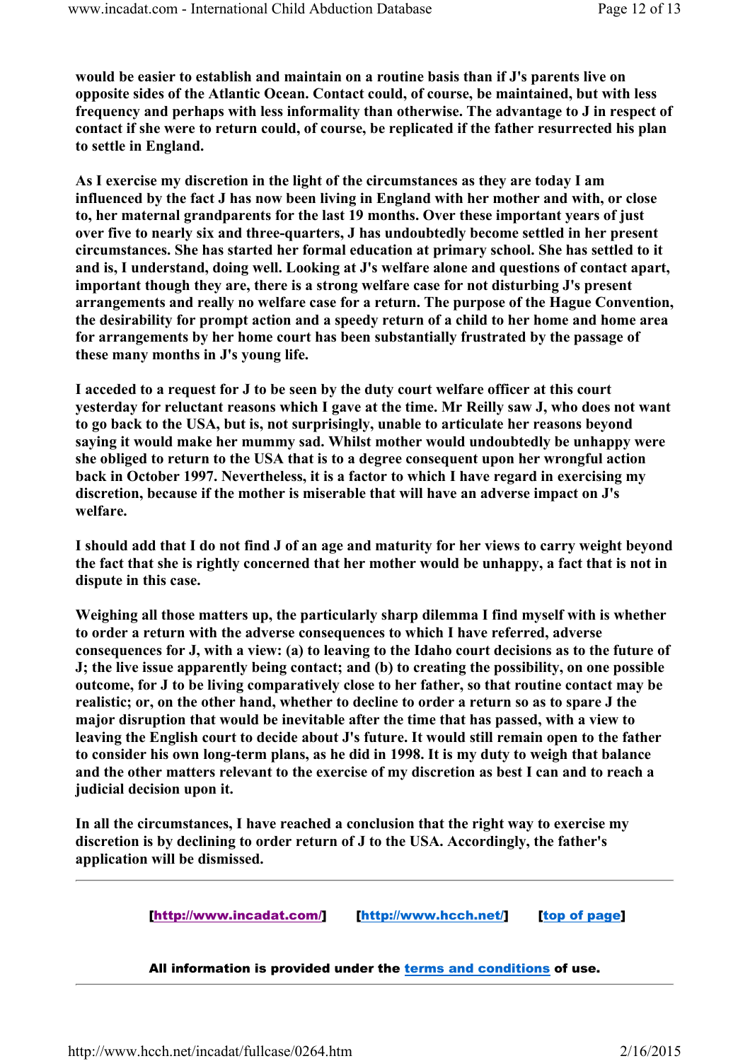**would be easier to establish and maintain on a routine basis than if J's parents live on opposite sides of the Atlantic Ocean. Contact could, of course, be maintained, but with less frequency and perhaps with less informality than otherwise. The advantage to J in respect of contact if she were to return could, of course, be replicated if the father resurrected his plan to settle in England.**

**As I exercise my discretion in the light of the circumstances as they are today I am influenced by the fact J has now been living in England with her mother and with, or close to, her maternal grandparents for the last 19 months. Over these important years of just over five to nearly six and three-quarters, J has undoubtedly become settled in her present circumstances. She has started her formal education at primary school. She has settled to it and is, I understand, doing well. Looking at J's welfare alone and questions of contact apart, important though they are, there is a strong welfare case for not disturbing J's present arrangements and really no welfare case for a return. The purpose of the Hague Convention, the desirability for prompt action and a speedy return of a child to her home and home area for arrangements by her home court has been substantially frustrated by the passage of these many months in J's young life.**

**I acceded to a request for J to be seen by the duty court welfare officer at this court yesterday for reluctant reasons which I gave at the time. Mr Reilly saw J, who does not want to go back to the USA, but is, not surprisingly, unable to articulate her reasons beyond saying it would make her mummy sad. Whilst mother would undoubtedly be unhappy were she obliged to return to the USA that is to a degree consequent upon her wrongful action back in October 1997. Nevertheless, it is a factor to which I have regard in exercising my discretion, because if the mother is miserable that will have an adverse impact on J's welfare.**

**I should add that I do not find J of an age and maturity for her views to carry weight beyond the fact that she is rightly concerned that her mother would be unhappy, a fact that is not in dispute in this case.**

**Weighing all those matters up, the particularly sharp dilemma I find myself with is whether to order a return with the adverse consequences to which I have referred, adverse consequences for J, with a view: (a) to leaving to the Idaho court decisions as to the future of J; the live issue apparently being contact; and (b) to creating the possibility, on one possible outcome, for J to be living comparatively close to her father, so that routine contact may be realistic; or, on the other hand, whether to decline to order a return so as to spare J the major disruption that would be inevitable after the time that has passed, with a view to leaving the English court to decide about J's future. It would still remain open to the father to consider his own long-term plans, as he did in 1998. It is my duty to weigh that balance and the other matters relevant to the exercise of my discretion as best I can and to reach a judicial decision upon it.**

**In all the circumstances, I have reached a conclusion that the right way to exercise my discretion is by declining to order return of J to the USA. Accordingly, the father's application will be dismissed.**

---

[http://www.incadat.com/] [http://www.hcch.net/] [top of page]

All information is provided under the terms and conditions of use.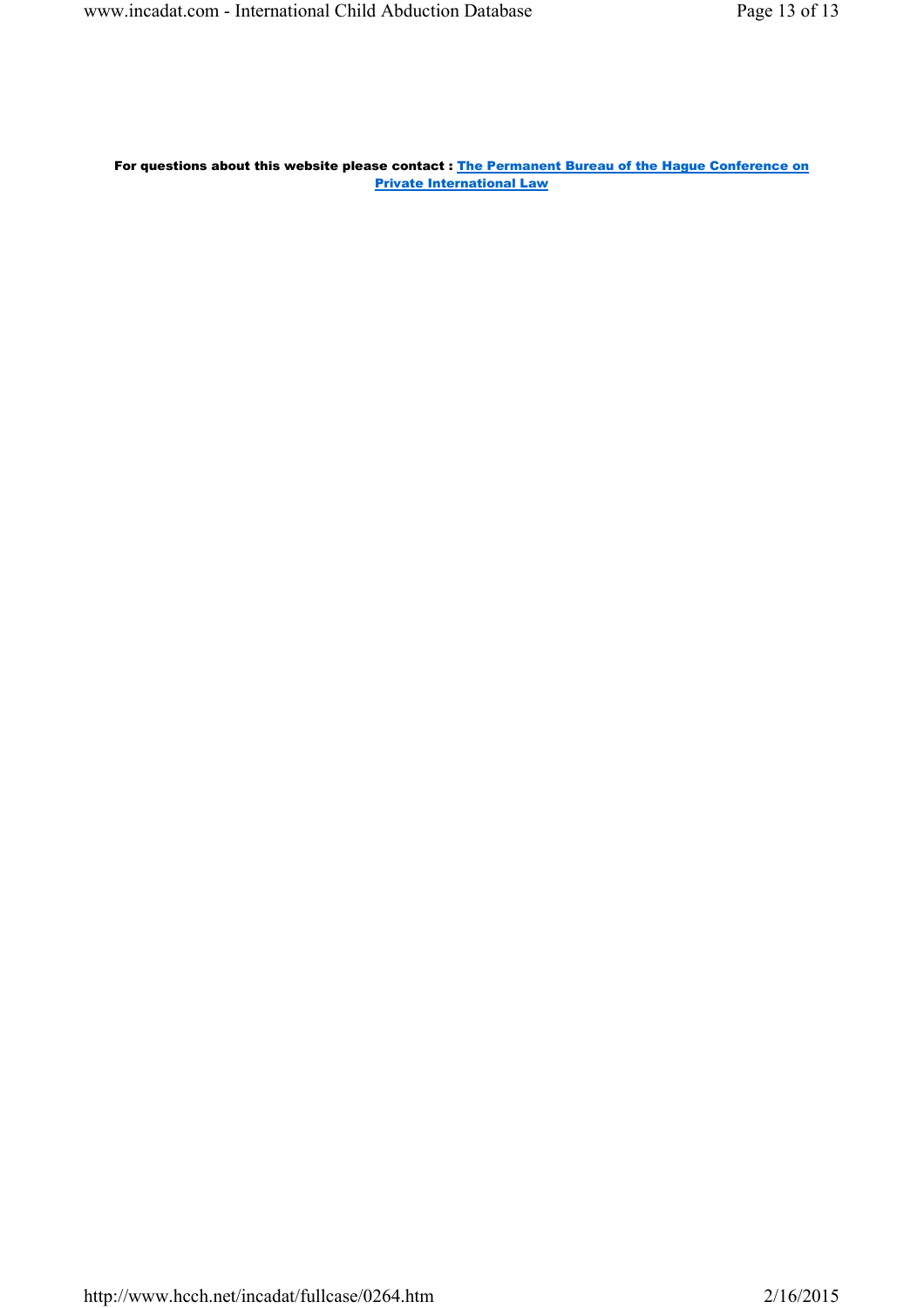**For questions about this website please contact : The Permanent Bureau of the Hague Conference on Private International Law**